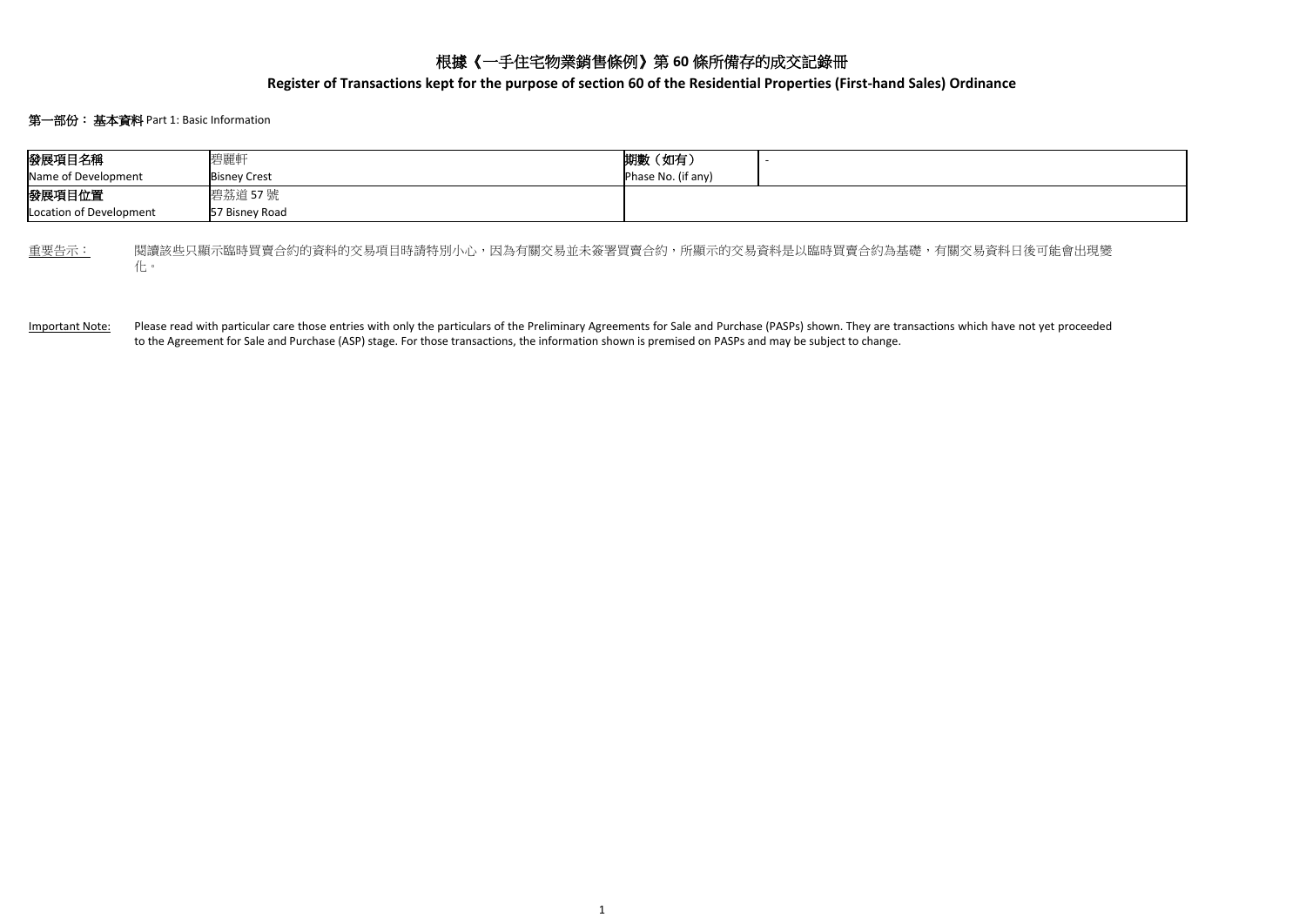# 根據《一手住宅物業銷售條例》第 60 條所備存的成交記錄冊

## Register of Transactions kept for the purpose of section 60 of the Residential Properties (First-hand Sales) Ordinance

### 第一部份： 基本資料 Part 1: Basic Information

| 發展項目名稱 Name of Development | 碧麗軒 Bisney Crest | 期數（如有） Phase No. (if any) | - |
|---|---|---|---|
| 發展項目位置 Location of Development | 碧荔道 57 號 57 Bisney Road | | |

重要告示： 閱讀該些只顯示臨時買賣合約的資料的交易項目時請特別小心，因為有關交易並未簽署買賣合約，所顯示的交易資料是以臨時買賣合約為基礎，有關交易資料日後可能會出現變化。

Important Note: Please read with particular care those entries with only the particulars of the Preliminary Agreements for Sale and Purchase (PASPs) shown. They are transactions which have not yet proceeded to the Agreement for Sale and Purchase (ASP) stage. For those transactions, the information shown is premised on PASPs and may be subject to change.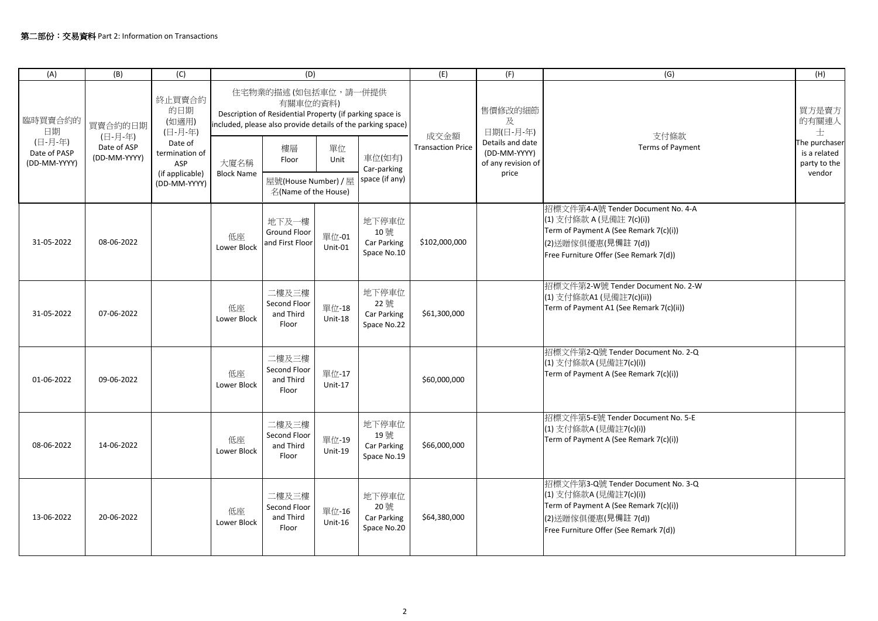**第二部份：交易資料** Part 2: Information on Transactions

| (A) | (B) | (C) | (D) | | | | (E) | (F) | (G) | (H) |
|---|---|---|---|---|---|---|---|---|---|---|
| 臨時買賣合約的日期 (日-月-年) Date of PASP (DD-MM-YYYY) | 買賣合約日期 (日-月-年) Date of ASP (DD-MM-YYYY) | 終止買賣合約的日期 (如適用) (日-月-年) Date of termination of ASP (if applicable) (DD-MM-YYYY) | 住宅物業的描述 (如包括車位，請一併提供有關車位的資料) Description of Residential Property (if parking space is included, please also provide details of the parking space) | | | | 成交金額 Transaction Price | 售價修改的細節及日期(日-月-年) Details and date (DD-MM-YYYY) of any revision of price | 支付條款 Terms of Payment | 買方是賣方的有關連人士 The purchaser is a related party to the vendor |
| | | | 大廈名稱 Block Name | 樓層 Floor | 單位 Unit | 車位(如有) Car-parking space (if any) | | | | |
| | | | | 屋號(House Number) / 屋名(Name of the House) | | | | | | |
| 31-05-2022 | 08-06-2022 | | 低座 Lower Block | 地下及一樓 Ground Floor and First Floor | 單位-01 Unit-01 | 地下停車位 10 號 Car Parking Space No.10 | $102,000,000 | | 招標文件第4-A號 Tender Document No. 4-A<br>(1) 支付條款 A (見備註 7(c)(i))<br>Term of Payment A (See Remark 7(c)(i))<br>(2)送贈傢俱優惠(見備註 7(d))<br>Free Furniture Offer (See Remark 7(d)) | |
| 31-05-2022 | 07-06-2022 | | 低座 Lower Block | 二樓及三樓 Second Floor and Third Floor | 單位-18 Unit-18 | 地下停車位 22 號 Car Parking Space No.22 | $61,300,000 | | 招標文件第2-W號 Tender Document No. 2-W<br>(1) 支付條款A1 (見備註7(c)(ii))<br>Term of Payment A1 (See Remark 7(c)(ii)) | |
| 01-06-2022 | 09-06-2022 | | 低座 Lower Block | 二樓及三樓 Second Floor and Third Floor | 單位-17 Unit-17 | | $60,000,000 | | 招標文件第2-Q號 Tender Document No. 2-Q<br>(1) 支付條款A (見備註7(c)(i))<br>Term of Payment A (See Remark 7(c)(i)) | |
| 08-06-2022 | 14-06-2022 | | 低座 Lower Block | 二樓及三樓 Second Floor and Third Floor | 單位-19 Unit-19 | 地下停車位 19 號 Car Parking Space No.19 | $66,000,000 | | 招標文件第5-E號 Tender Document No. 5-E<br>(1) 支付條款A (見備註7(c)(i))<br>Term of Payment A (See Remark 7(c)(i)) | |
| 13-06-2022 | 20-06-2022 | | 低座 Lower Block | 二樓及三樓 Second Floor and Third Floor | 單位-16 Unit-16 | 地下停車位 20 號 Car Parking Space No.20 | $64,380,000 | | 招標文件第3-Q號 Tender Document No. 3-Q<br>(1) 支付條款A (見備註7(c)(i))<br>Term of Payment A (See Remark 7(c)(i))<br>(2)送贈傢俱優惠(見備註 7(d))<br>Free Furniture Offer (See Remark 7(d)) | |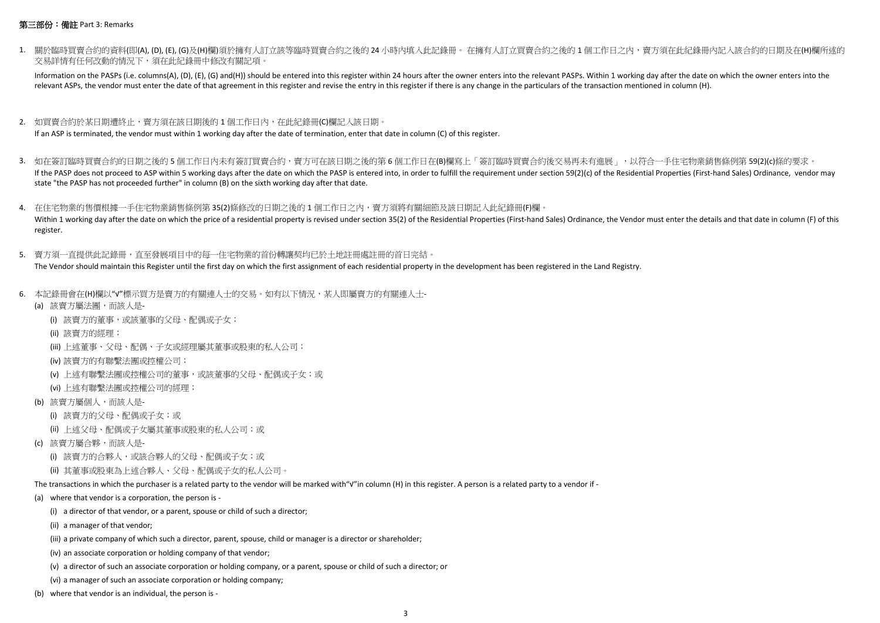## 第三部份：備註 Part 3: Remarks

1. 關於臨時買賣合約的資料(即(A), (D), (E), (G)及(H)欄)須於擁有人訂立該等臨時買賣合約之後的 24 小時內填入此記錄冊。 在擁有人訂立買賣合約之後的 1 個工作日之內，賣方須在此紀錄冊內記入該合約的日期及在(H)欄所述的交易詳情有任何改動的情況下，須在此紀錄冊中修改有關記項。

   Information on the PASPs (i.e. columns(A), (D), (E), (G) and(H)) should be entered into this register within 24 hours after the owner enters into the relevant PASPs. Within 1 working day after the date on which the owner enters into the relevant ASPs, the vendor must enter the date of that agreement in this register and revise the entry in this register if there is any change in the particulars of the transaction mentioned in column (H).

2. 如買賣合約於某日期遭終止，賣方須在該日期後的 1 個工作日內，在此紀錄冊(C)欄記入該日期。
   If an ASP is terminated, the vendor must within 1 working day after the date of termination, enter that date in column (C) of this register.

3. 如在簽訂臨時買賣合約的日期之後的 5 個工作日內未有簽訂買賣合約，賣方可在該日期之後的第 6 個工作日在(B)欄寫上「簽訂臨時買賣合約後交易再未有進展」，以符合一手住宅物業銷售條例第 59(2)(c)條的要求。
   If the PASP does not proceed to ASP within 5 working days after the date on which the PASP is entered into, in order to fulfill the requirement under section 59(2)(c) of the Residential Properties (First-hand Sales) Ordinance, vendor may state "the PASP has not proceeded further" in column (B) on the sixth working day after that date.

4. 在住宅物業的售價根據一手住宅物業銷售條例第 35(2)條修改的日期之後的 1 個工作日之內，賣方須將有關細節及該日期記入此紀錄冊(F)欄。
   Within 1 working day after the date on which the price of a residential property is revised under section 35(2) of the Residential Properties (First-hand Sales) Ordinance, the Vendor must enter the details and that date in column (F) of this register.

5. 賣方須一直提供此記錄冊，直至發展項目中的每一住宅物業的首份轉讓契均已於土地註冊處註冊的首日完結。
   The Vendor should maintain this Register until the first day on which the first assignment of each residential property in the development has been registered in the Land Registry.

6. 本記錄冊會在(H)欄以"√"標示買方是賣方的有關連人士的交易。如有以下情況，某人即屬賣方的有關連人士-
   - (a) 該賣方屬法團，而該人是-
     - (i) 該賣方的董事，或該董事的父母、配偶或子女；
     - (ii) 該賣方的經理；
     - (iii) 上述董事、父母、配偶、子女或經理屬其董事或股東的私人公司；
     - (iv) 該賣方的有聯繫法團或控權公司；
     - (v) 上述有聯繫法團或控權公司的董事，或該董事的父母、配偶或子女；或
     - (vi) 上述有聯繫法團或控權公司的經理；
   - (b) 該賣方屬個人，而該人是-
     - (i) 該賣方的父母、配偶或子女；或
     - (ii) 上述父母、配偶或子女屬其董事或股東的私人公司；或
   - (c) 該賣方屬合夥，而該人是-
     - (i) 該賣方的合夥人，或該合夥人的父母、配偶或子女；或
     - (ii) 其董事或股東為上述合夥人、父母、配偶或子女的私人公司。

   The transactions in which the purchaser is a related party to the vendor will be marked with"√"in column (H) in this register. A person is a related party to a vendor if -
   - (a) where that vendor is a corporation, the person is -
     - (i) a director of that vendor, or a parent, spouse or child of such a director;
     - (ii) a manager of that vendor;
     - (iii) a private company of which such a director, parent, spouse, child or manager is a director or shareholder;
     - (iv) an associate corporation or holding company of that vendor;
     - (v) a director of such an associate corporation or holding company, or a parent, spouse or child of such a director; or
     - (vi) a manager of such an associate corporation or holding company;
   - (b) where that vendor is an individual, the person is -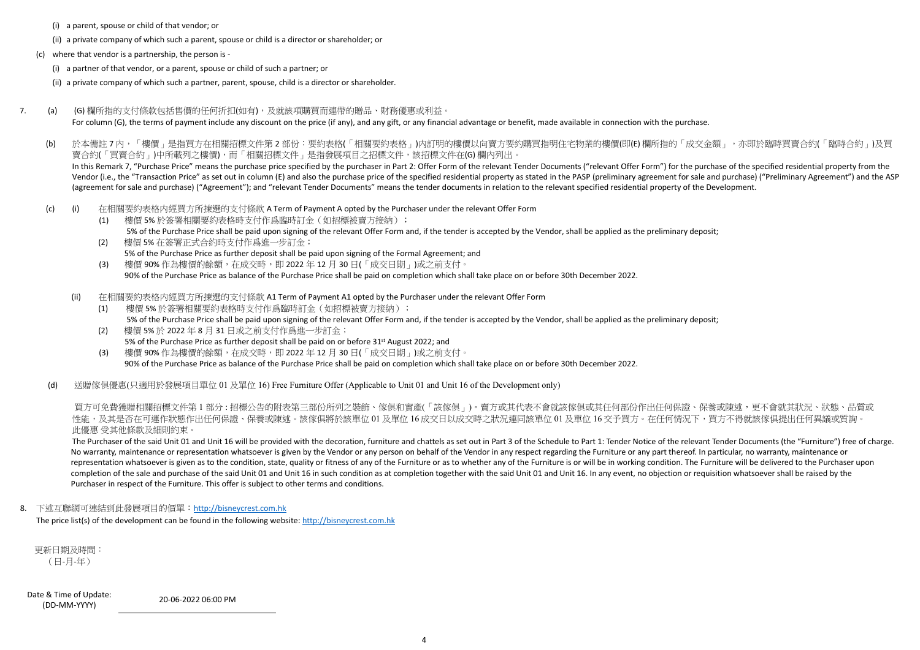(i) a parent, spouse or child of that vendor; or

(ii) a private company of which such a parent, spouse or child is a director or shareholder; or

(c) where that vendor is a partnership, the person is -

(i) a partner of that vendor, or a parent, spouse or child of such a partner; or

(ii) a private company of which such a partner, parent, spouse, child is a director or shareholder.

7. (a) (G) 欄所指的支付條款包括售價的任何折扣(如有)，及就該項購買而連帶的贈品、財務優惠或利益。

For column (G), the terms of payment include any discount on the price (if any), and any gift, or any financial advantage or benefit, made available in connection with the purchase.

(b) 於本備註 7 內，「樓價」是指買方在相關招標文件第 2 部份：要約表格(「相關要約表格」)內訂明的樓價以向賣方要約購買指明住宅物業的樓價(即(E) 欄所指的「成交金額」，亦即於臨時買賣合約(「臨時合約」)及買賣合約(「買賣合約」)中所載列之樓價)，而「相關招標文件」是指發展項目之招標文件，該招標文件在(G) 欄內列出。

In this Remark 7, "Purchase Price" means the purchase price specified by the purchaser in Part 2: Offer Form of the relevant Tender Documents ("relevant Offer Form") for the purchase of the specified residential property from the Vendor (i.e., the "Transaction Price" as set out in column (E) and also the purchase price of the specified residential property as stated in the PASP (preliminary agreement for sale and purchase) ("Preliminary Agreement") and the ASP (agreement for sale and purchase) ("Agreement"); and "relevant Tender Documents" means the tender documents in relation to the relevant specified residential property of the Development.

(c) (i) 在相關要約表格內經買方所揀選的支付條款 A Term of Payment A opted by the Purchaser under the relevant Offer Form

(1) 樓價 5% 於簽署相關要約表格時支付作爲臨時訂金（如招標被賣方接納）；

5% of the Purchase Price shall be paid upon signing of the relevant Offer Form and, if the tender is accepted by the Vendor, shall be applied as the preliminary deposit;

(2) 樓價 5% 在簽署正式合約時支付作爲進一步訂金；

5% of the Purchase Price as further deposit shall be paid upon signing of the Formal Agreement; and

(3) 樓價 90% 作為樓價的餘額，在成交時，即 2022 年 12 月 30 日(「成交日期」)或之前支付。

90% of the Purchase Price as balance of the Purchase Price shall be paid on completion which shall take place on or before 30th December 2022.

(ii) 在相關要約表格內經買方所揀選的支付條款 A1 Term of Payment A1 opted by the Purchaser under the relevant Offer Form

(1) 樓價 5% 於簽署相關要約表格時支付作爲臨時訂金（如招標被賣方接納）；

5% of the Purchase Price shall be paid upon signing of the relevant Offer Form and, if the tender is accepted by the Vendor, shall be applied as the preliminary deposit;

(2) 樓價 5% 於 2022 年 8 月 31 日或之前支付作爲進一步訂金；

5% of the Purchase Price as further deposit shall be paid on or before 31st August 2022; and

(3) 樓價 90% 作為樓價的餘額，在成交時，即 2022 年 12 月 30 日(「成交日期」)或之前支付。

90% of the Purchase Price as balance of the Purchase Price shall be paid on completion which shall take place on or before 30th December 2022.

(d) 送贈傢俱優惠(只適用於發展項目單位 01 及單位 16) Free Furniture Offer (Applicable to Unit 01 and Unit 16 of the Development only)

買方可免費獲贈相關招標文件第 1 部分：招標公告的附表第三部份所列之裝飾、傢俱和實產(「該傢俱」)。賣方或其代表不會就該傢俱或其任何部份作出任何保證、保養或陳述，更不會就其狀況、狀態、品質或性能，及其是否在可運作狀態作出任何保證、保養或陳述。該傢俱將於該單位 01 及單位 16 成交日以成交時之狀況連同該單位 01 及單位 16 交予買方。在任何情況下，買方不得就該傢俱提出任何異議或質詢。此優惠 受其他條款及細則約束。

The Purchaser of the said Unit 01 and Unit 16 will be provided with the decoration, furniture and chattels as set out in Part 3 of the Schedule to Part 1: Tender Notice of the relevant Tender Documents (the "Furniture") free of charge. No warranty, maintenance or representation whatsoever is given by the Vendor or any person on behalf of the Vendor in any respect regarding the Furniture or any part thereof. In particular, no warranty, maintenance or representation whatsoever is given as to the condition, state, quality or fitness of any of the Furniture or as to whether any of the Furniture is or will be in working condition. The Furniture will be delivered to the Purchaser upon completion of the sale and purchase of the said Unit 01 and Unit 16 in such condition as at completion together with the said Unit 01 and Unit 16. In any event, no objection or requisition whatsoever shall be raised by the Purchaser in respect of the Furniture. This offer is subject to other terms and conditions.

8. 下述互聯網可連結到此發展項目的價單：http://bisneycrest.com.hk

The price list(s) of the development can be found in the following website: http://bisneycrest.com.hk

更新日期及時間：
（日-月-年）

Date & Time of Update:
(DD-MM-YYYY)

20-06-2022 06:00 PM